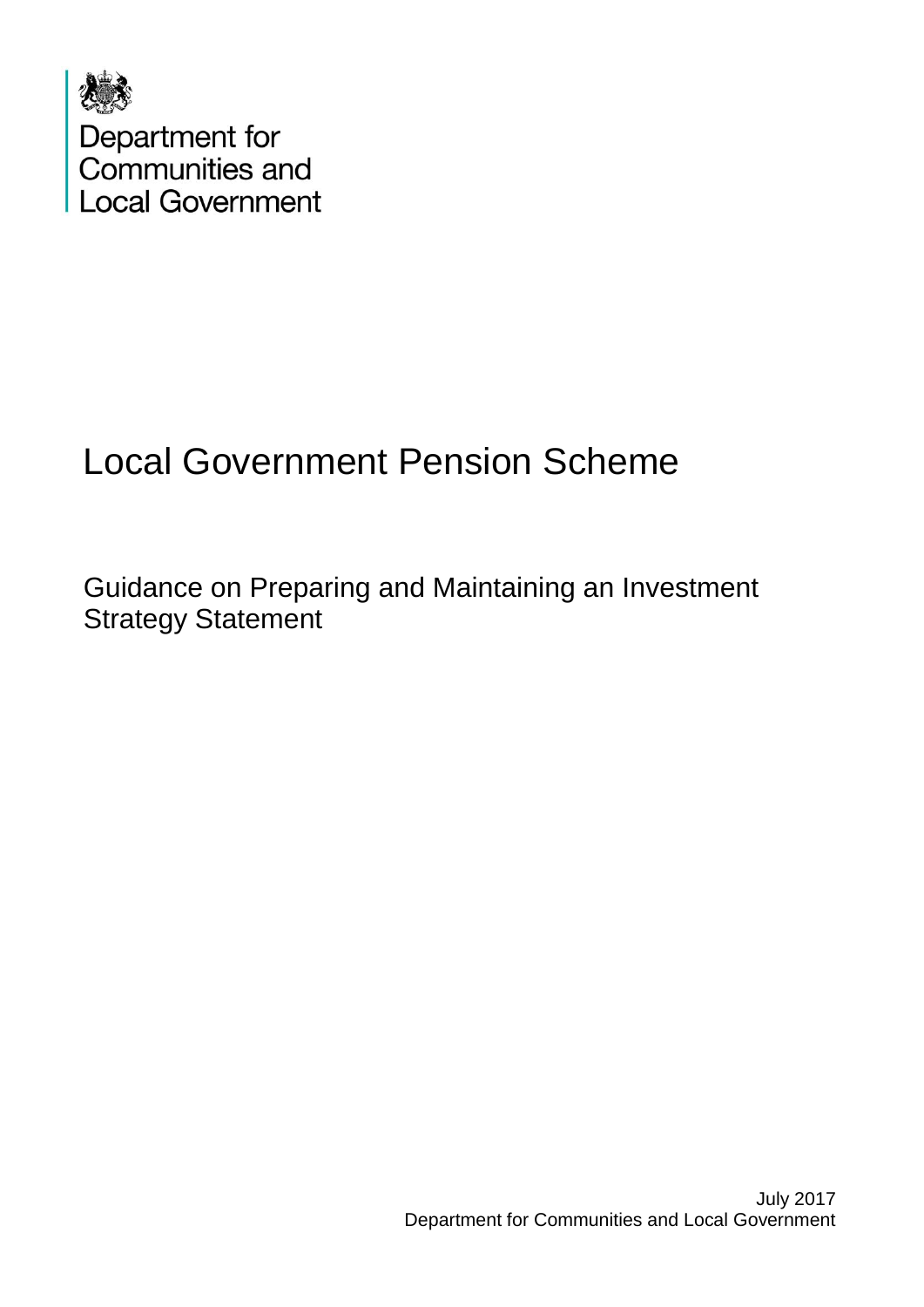Department for
Communities and
Local Government

# Local Government Pension Scheme

## Guidance on Preparing and Maintaining an Investment Strategy Statement

July 2017
Department for Communities and Local Government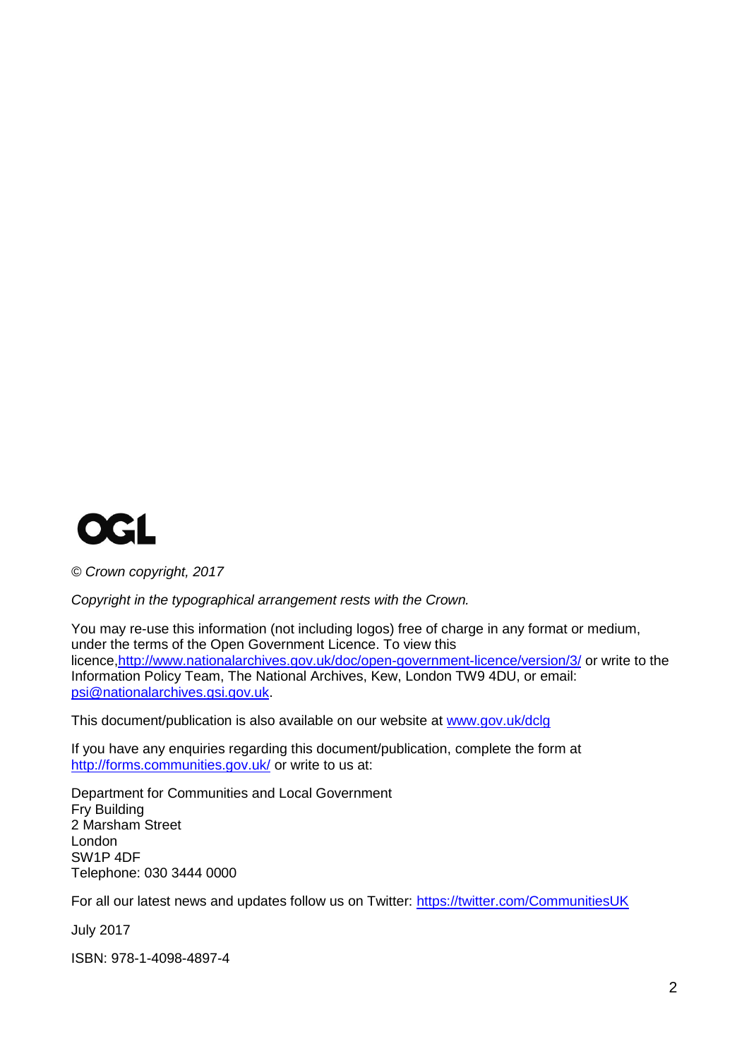OGL

*© Crown copyright, 2017*

*Copyright in the typographical arrangement rests with the Crown.*

You may re-use this information (not including logos) free of charge in any format or medium, under the terms of the Open Government Licence. To view this licence,http://www.nationalarchives.gov.uk/doc/open-government-licence/version/3/ or write to the Information Policy Team, The National Archives, Kew, London TW9 4DU, or email: psi@nationalarchives.gsi.gov.uk.

This document/publication is also available on our website at www.gov.uk/dclg

If you have any enquiries regarding this document/publication, complete the form at http://forms.communities.gov.uk/ or write to us at:

Department for Communities and Local Government
Fry Building
2 Marsham Street
London
SW1P 4DF
Telephone: 030 3444 0000

For all our latest news and updates follow us on Twitter: https://twitter.com/CommunitiesUK

July 2017

ISBN: 978-1-4098-4897-4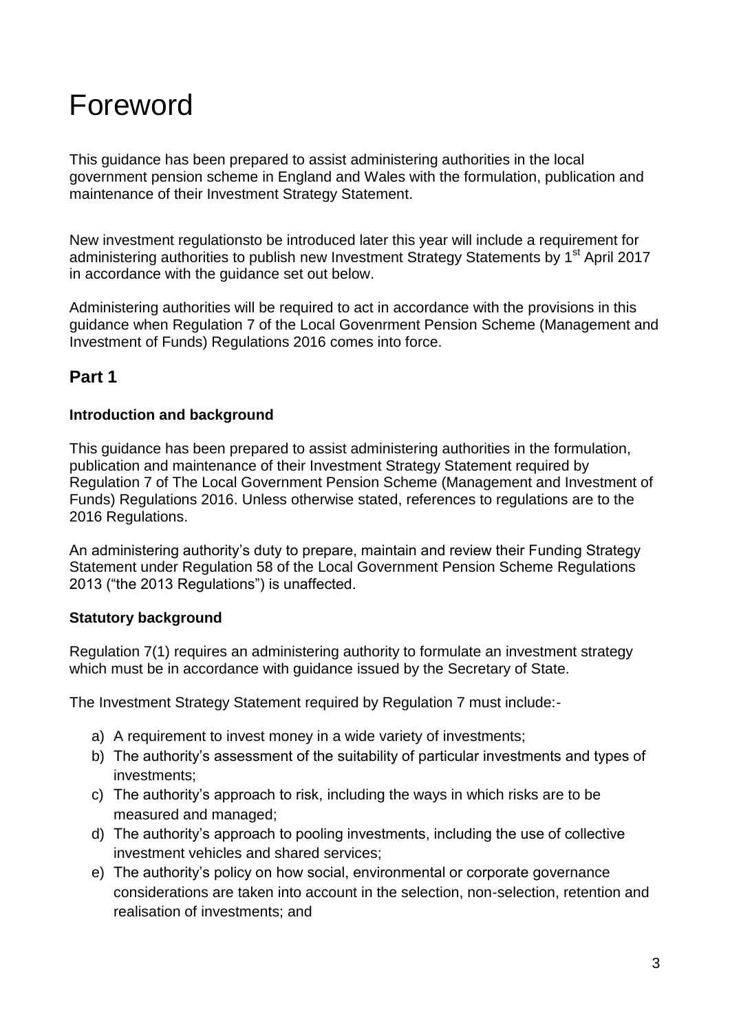# Foreword

This guidance has been prepared to assist administering authorities in the local government pension scheme in England and Wales with the formulation, publication and maintenance of their Investment Strategy Statement.

New investment regulationsto be introduced later this year will include a requirement for administering authorities to publish new Investment Strategy Statements by 1st April 2017 in accordance with the guidance set out below.

Administering authorities will be required to act in accordance with the provisions in this guidance when Regulation 7 of the Local Govenrment Pension Scheme (Management and Investment of Funds) Regulations 2016 comes into force.

## Part 1

### Introduction and background

This guidance has been prepared to assist administering authorities in the formulation, publication and maintenance of their Investment Strategy Statement required by Regulation 7 of The Local Government Pension Scheme (Management and Investment of Funds) Regulations 2016. Unless otherwise stated, references to regulations are to the 2016 Regulations.

An administering authority's duty to prepare, maintain and review their Funding Strategy Statement under Regulation 58 of the Local Government Pension Scheme Regulations 2013 ("the 2013 Regulations") is unaffected.

### Statutory background

Regulation 7(1) requires an administering authority to formulate an investment strategy which must be in accordance with guidance issued by the Secretary of State.

The Investment Strategy Statement required by Regulation 7 must include:-

a) A requirement to invest money in a wide variety of investments;
b) The authority's assessment of the suitability of particular investments and types of investments;
c) The authority's approach to risk, including the ways in which risks are to be measured and managed;
d) The authority's approach to pooling investments, including the use of collective investment vehicles and shared services;
e) The authority's policy on how social, environmental or corporate governance considerations are taken into account in the selection, non-selection, retention and realisation of investments; and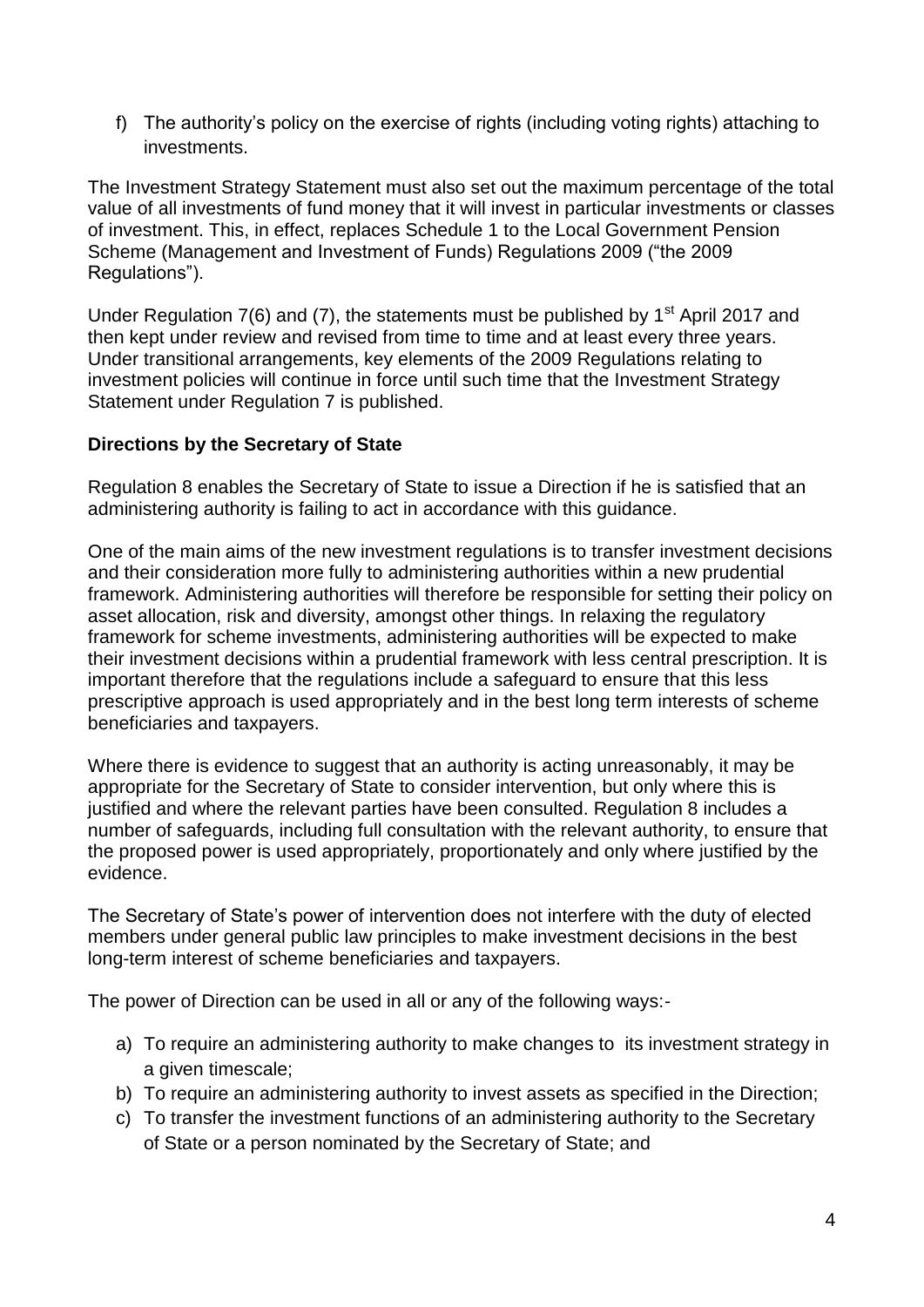f) The authority's policy on the exercise of rights (including voting rights) attaching to investments.

The Investment Strategy Statement must also set out the maximum percentage of the total value of all investments of fund money that it will invest in particular investments or classes of investment. This, in effect, replaces Schedule 1 to the Local Government Pension Scheme (Management and Investment of Funds) Regulations 2009 ("the 2009 Regulations").

Under Regulation 7(6) and (7), the statements must be published by 1st April 2017 and then kept under review and revised from time to time and at least every three years. Under transitional arrangements, key elements of the 2009 Regulations relating to investment policies will continue in force until such time that the Investment Strategy Statement under Regulation 7 is published.

**Directions by the Secretary of State**

Regulation 8 enables the Secretary of State to issue a Direction if he is satisfied that an administering authority is failing to act in accordance with this guidance.

One of the main aims of the new investment regulations is to transfer investment decisions and their consideration more fully to administering authorities within a new prudential framework. Administering authorities will therefore be responsible for setting their policy on asset allocation, risk and diversity, amongst other things. In relaxing the regulatory framework for scheme investments, administering authorities will be expected to make their investment decisions within a prudential framework with less central prescription. It is important therefore that the regulations include a safeguard to ensure that this less prescriptive approach is used appropriately and in the best long term interests of scheme beneficiaries and taxpayers.

Where there is evidence to suggest that an authority is acting unreasonably, it may be appropriate for the Secretary of State to consider intervention, but only where this is justified and where the relevant parties have been consulted. Regulation 8 includes a number of safeguards, including full consultation with the relevant authority, to ensure that the proposed power is used appropriately, proportionately and only where justified by the evidence.

The Secretary of State's power of intervention does not interfere with the duty of elected members under general public law principles to make investment decisions in the best long-term interest of scheme beneficiaries and taxpayers.

The power of Direction can be used in all or any of the following ways:-

a) To require an administering authority to make changes to its investment strategy in a given timescale;
b) To require an administering authority to invest assets as specified in the Direction;
c) To transfer the investment functions of an administering authority to the Secretary of State or a person nominated by the Secretary of State; and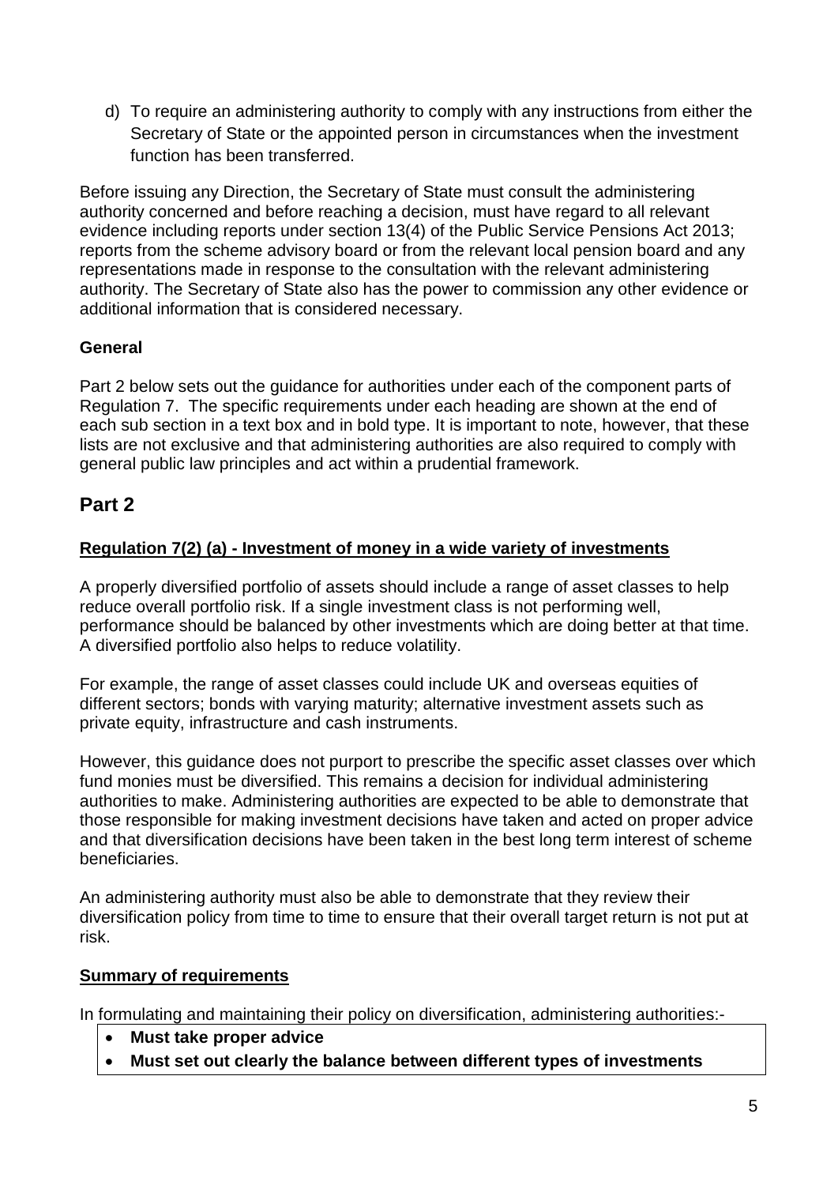d) To require an administering authority to comply with any instructions from either the Secretary of State or the appointed person in circumstances when the investment function has been transferred.

Before issuing any Direction, the Secretary of State must consult the administering authority concerned and before reaching a decision, must have regard to all relevant evidence including reports under section 13(4) of the Public Service Pensions Act 2013; reports from the scheme advisory board or from the relevant local pension board and any representations made in response to the consultation with the relevant administering authority. The Secretary of State also has the power to commission any other evidence or additional information that is considered necessary.

**General**

Part 2 below sets out the guidance for authorities under each of the component parts of Regulation 7. The specific requirements under each heading are shown at the end of each sub section in a text box and in bold type. It is important to note, however, that these lists are not exclusive and that administering authorities are also required to comply with general public law principles and act within a prudential framework.

## Part 2

**Regulation 7(2) (a) - Investment of money in a wide variety of investments**

A properly diversified portfolio of assets should include a range of asset classes to help reduce overall portfolio risk. If a single investment class is not performing well, performance should be balanced by other investments which are doing better at that time. A diversified portfolio also helps to reduce volatility.

For example, the range of asset classes could include UK and overseas equities of different sectors; bonds with varying maturity; alternative investment assets such as private equity, infrastructure and cash instruments.

However, this guidance does not purport to prescribe the specific asset classes over which fund monies must be diversified. This remains a decision for individual administering authorities to make. Administering authorities are expected to be able to demonstrate that those responsible for making investment decisions have taken and acted on proper advice and that diversification decisions have been taken in the best long term interest of scheme beneficiaries.

An administering authority must also be able to demonstrate that they review their diversification policy from time to time to ensure that their overall target return is not put at risk.

**Summary of requirements**

In formulating and maintaining their policy on diversification, administering authorities:-

- **Must take proper advice**
- **Must set out clearly the balance between different types of investments**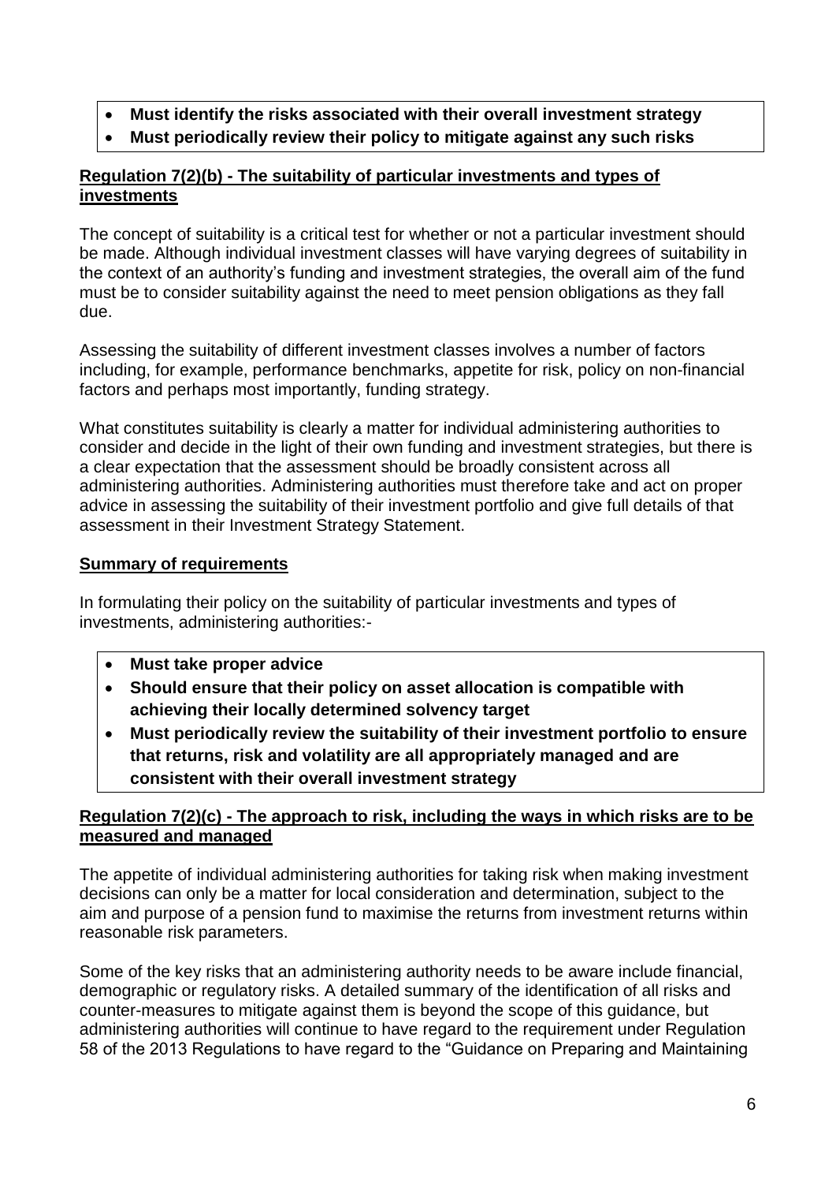- **Must identify the risks associated with their overall investment strategy**
- **Must periodically review their policy to mitigate against any such risks**

**Regulation 7(2)(b) - The suitability of particular investments and types of investments**

The concept of suitability is a critical test for whether or not a particular investment should be made. Although individual investment classes will have varying degrees of suitability in the context of an authority's funding and investment strategies, the overall aim of the fund must be to consider suitability against the need to meet pension obligations as they fall due.

Assessing the suitability of different investment classes involves a number of factors including, for example, performance benchmarks, appetite for risk, policy on non-financial factors and perhaps most importantly, funding strategy.

What constitutes suitability is clearly a matter for individual administering authorities to consider and decide in the light of their own funding and investment strategies, but there is a clear expectation that the assessment should be broadly consistent across all administering authorities. Administering authorities must therefore take and act on proper advice in assessing the suitability of their investment portfolio and give full details of that assessment in their Investment Strategy Statement.

**Summary of requirements**

In formulating their policy on the suitability of particular investments and types of investments, administering authorities:-

- **Must take proper advice**
- **Should ensure that their policy on asset allocation is compatible with achieving their locally determined solvency target**
- **Must periodically review the suitability of their investment portfolio to ensure that returns, risk and volatility are all appropriately managed and are consistent with their overall investment strategy**

**Regulation 7(2)(c) - The approach to risk, including the ways in which risks are to be measured and managed**

The appetite of individual administering authorities for taking risk when making investment decisions can only be a matter for local consideration and determination, subject to the aim and purpose of a pension fund to maximise the returns from investment returns within reasonable risk parameters.

Some of the key risks that an administering authority needs to be aware include financial, demographic or regulatory risks. A detailed summary of the identification of all risks and counter-measures to mitigate against them is beyond the scope of this guidance, but administering authorities will continue to have regard to the requirement under Regulation 58 of the 2013 Regulations to have regard to the "Guidance on Preparing and Maintaining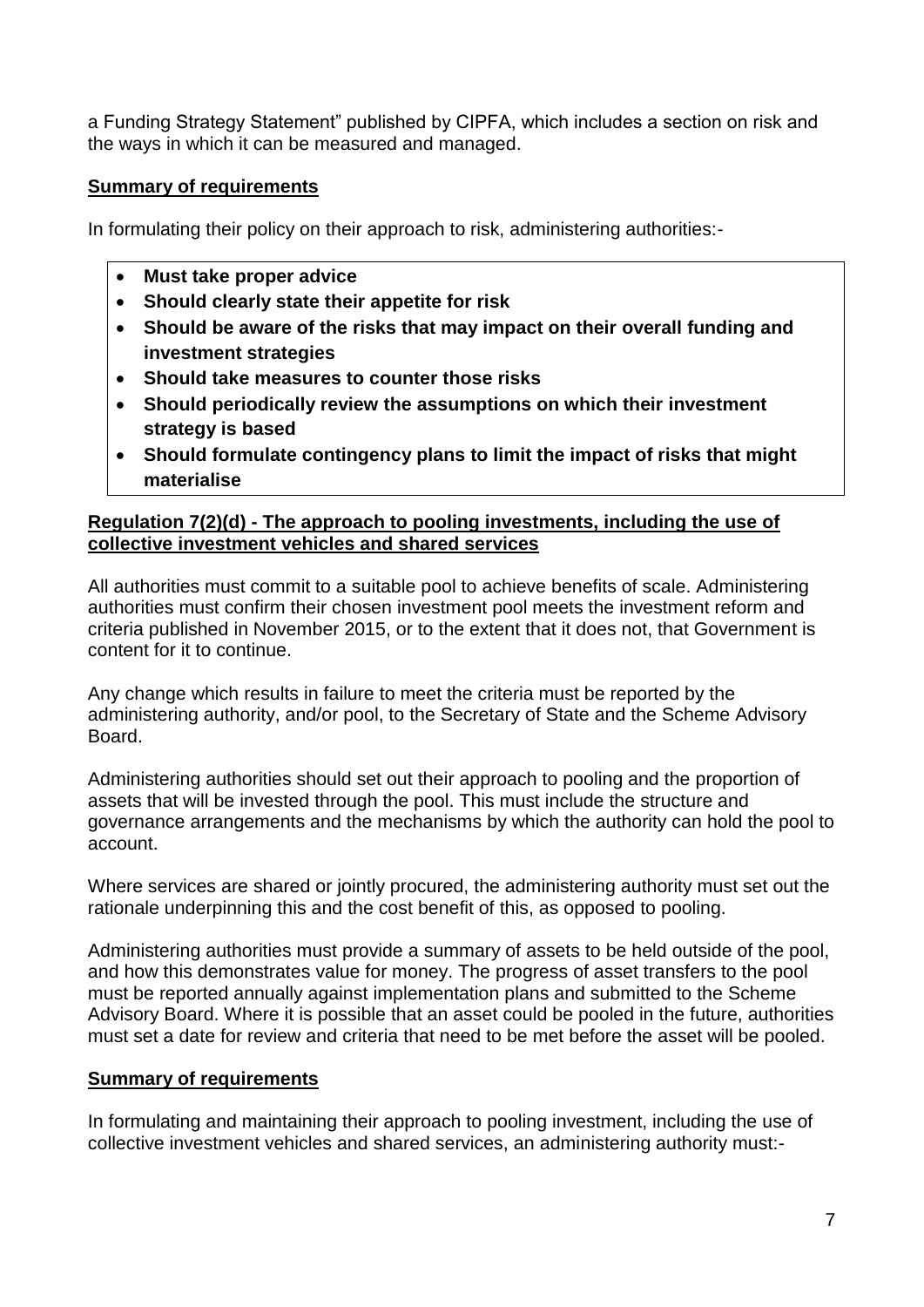a Funding Strategy Statement" published by CIPFA, which includes a section on risk and the ways in which it can be measured and managed.

**Summary of requirements**

In formulating their policy on their approach to risk, administering authorities:-

- **Must take proper advice**
- **Should clearly state their appetite for risk**
- **Should be aware of the risks that may impact on their overall funding and investment strategies**
- **Should take measures to counter those risks**
- **Should periodically review the assumptions on which their investment strategy is based**
- **Should formulate contingency plans to limit the impact of risks that might materialise**

**Regulation 7(2)(d) - The approach to pooling investments, including the use of collective investment vehicles and shared services**

All authorities must commit to a suitable pool to achieve benefits of scale. Administering authorities must confirm their chosen investment pool meets the investment reform and criteria published in November 2015, or to the extent that it does not, that Government is content for it to continue.

Any change which results in failure to meet the criteria must be reported by the administering authority, and/or pool, to the Secretary of State and the Scheme Advisory Board.

Administering authorities should set out their approach to pooling and the proportion of assets that will be invested through the pool. This must include the structure and governance arrangements and the mechanisms by which the authority can hold the pool to account.

Where services are shared or jointly procured, the administering authority must set out the rationale underpinning this and the cost benefit of this, as opposed to pooling.

Administering authorities must provide a summary of assets to be held outside of the pool, and how this demonstrates value for money. The progress of asset transfers to the pool must be reported annually against implementation plans and submitted to the Scheme Advisory Board. Where it is possible that an asset could be pooled in the future, authorities must set a date for review and criteria that need to be met before the asset will be pooled.

**Summary of requirements**

In formulating and maintaining their approach to pooling investment, including the use of collective investment vehicles and shared services, an administering authority must:-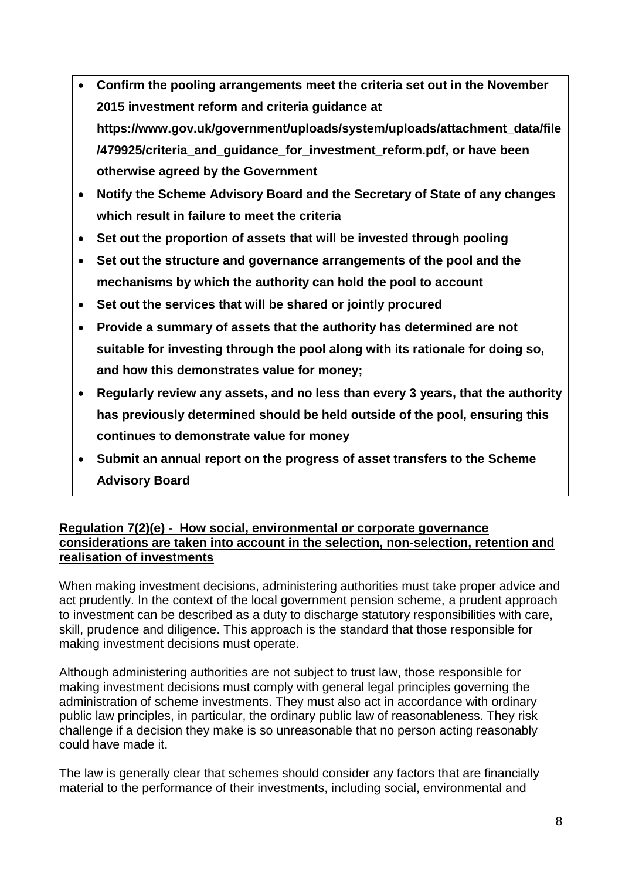- **Confirm the pooling arrangements meet the criteria set out in the November 2015 investment reform and criteria guidance at https://www.gov.uk/government/uploads/system/uploads/attachment_data/file/479925/criteria_and_guidance_for_investment_reform.pdf, or have been otherwise agreed by the Government**
- **Notify the Scheme Advisory Board and the Secretary of State of any changes which result in failure to meet the criteria**
- **Set out the proportion of assets that will be invested through pooling**
- **Set out the structure and governance arrangements of the pool and the mechanisms by which the authority can hold the pool to account**
- **Set out the services that will be shared or jointly procured**
- **Provide a summary of assets that the authority has determined are not suitable for investing through the pool along with its rationale for doing so, and how this demonstrates value for money;**
- **Regularly review any assets, and no less than every 3 years, that the authority has previously determined should be held outside of the pool, ensuring this continues to demonstrate value for money**
- **Submit an annual report on the progress of asset transfers to the Scheme Advisory Board**

**Regulation 7(2)(e) - How social, environmental or corporate governance considerations are taken into account in the selection, non-selection, retention and realisation of investments**

When making investment decisions, administering authorities must take proper advice and act prudently. In the context of the local government pension scheme, a prudent approach to investment can be described as a duty to discharge statutory responsibilities with care, skill, prudence and diligence. This approach is the standard that those responsible for making investment decisions must operate.

Although administering authorities are not subject to trust law, those responsible for making investment decisions must comply with general legal principles governing the administration of scheme investments. They must also act in accordance with ordinary public law principles, in particular, the ordinary public law of reasonableness. They risk challenge if a decision they make is so unreasonable that no person acting reasonably could have made it.

The law is generally clear that schemes should consider any factors that are financially material to the performance of their investments, including social, environmental and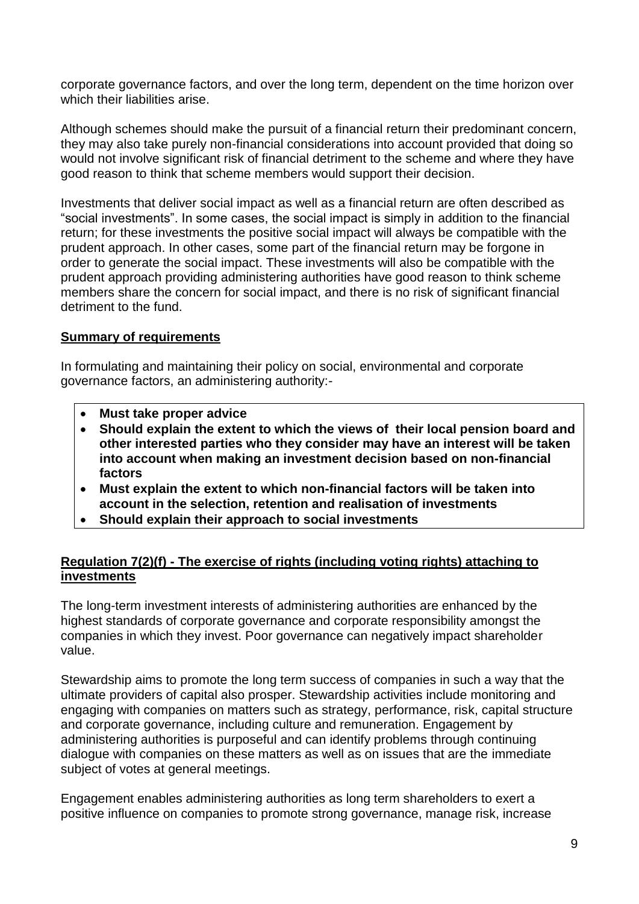corporate governance factors, and over the long term, dependent on the time horizon over which their liabilities arise.

Although schemes should make the pursuit of a financial return their predominant concern, they may also take purely non-financial considerations into account provided that doing so would not involve significant risk of financial detriment to the scheme and where they have good reason to think that scheme members would support their decision.

Investments that deliver social impact as well as a financial return are often described as "social investments". In some cases, the social impact is simply in addition to the financial return; for these investments the positive social impact will always be compatible with the prudent approach. In other cases, some part of the financial return may be forgone in order to generate the social impact. These investments will also be compatible with the prudent approach providing administering authorities have good reason to think scheme members share the concern for social impact, and there is no risk of significant financial detriment to the fund.

**Summary of requirements**

In formulating and maintaining their policy on social, environmental and corporate governance factors, an administering authority:-

- **Must take proper advice**
- **Should explain the extent to which the views of their local pension board and other interested parties who they consider may have an interest will be taken into account when making an investment decision based on non-financial factors**
- **Must explain the extent to which non-financial factors will be taken into account in the selection, retention and realisation of investments**
- **Should explain their approach to social investments**

**Regulation 7(2)(f) - The exercise of rights (including voting rights) attaching to investments**

The long-term investment interests of administering authorities are enhanced by the highest standards of corporate governance and corporate responsibility amongst the companies in which they invest. Poor governance can negatively impact shareholder value.

Stewardship aims to promote the long term success of companies in such a way that the ultimate providers of capital also prosper. Stewardship activities include monitoring and engaging with companies on matters such as strategy, performance, risk, capital structure and corporate governance, including culture and remuneration. Engagement by administering authorities is purposeful and can identify problems through continuing dialogue with companies on these matters as well as on issues that are the immediate subject of votes at general meetings.

Engagement enables administering authorities as long term shareholders to exert a positive influence on companies to promote strong governance, manage risk, increase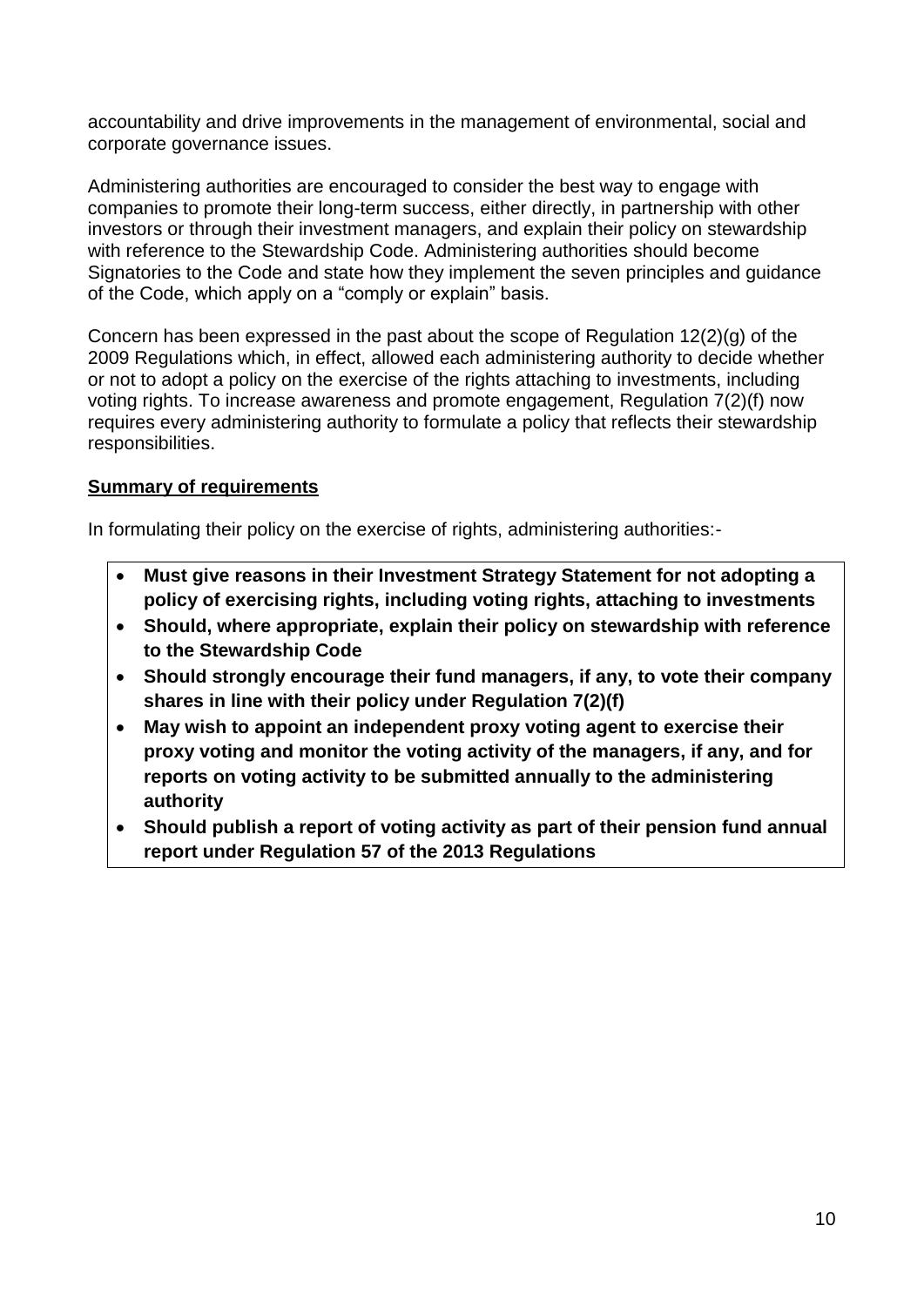accountability and drive improvements in the management of environmental, social and corporate governance issues.

Administering authorities are encouraged to consider the best way to engage with companies to promote their long-term success, either directly, in partnership with other investors or through their investment managers, and explain their policy on stewardship with reference to the Stewardship Code. Administering authorities should become Signatories to the Code and state how they implement the seven principles and guidance of the Code, which apply on a "comply or explain" basis.

Concern has been expressed in the past about the scope of Regulation 12(2)(g) of the 2009 Regulations which, in effect, allowed each administering authority to decide whether or not to adopt a policy on the exercise of the rights attaching to investments, including voting rights. To increase awareness and promote engagement, Regulation 7(2)(f) now requires every administering authority to formulate a policy that reflects their stewardship responsibilities.

**Summary of requirements**

In formulating their policy on the exercise of rights, administering authorities:-

- **Must give reasons in their Investment Strategy Statement for not adopting a policy of exercising rights, including voting rights, attaching to investments**
- **Should, where appropriate, explain their policy on stewardship with reference to the Stewardship Code**
- **Should strongly encourage their fund managers, if any, to vote their company shares in line with their policy under Regulation 7(2)(f)**
- **May wish to appoint an independent proxy voting agent to exercise their proxy voting and monitor the voting activity of the managers, if any, and for reports on voting activity to be submitted annually to the administering authority**
- **Should publish a report of voting activity as part of their pension fund annual report under Regulation 57 of the 2013 Regulations**